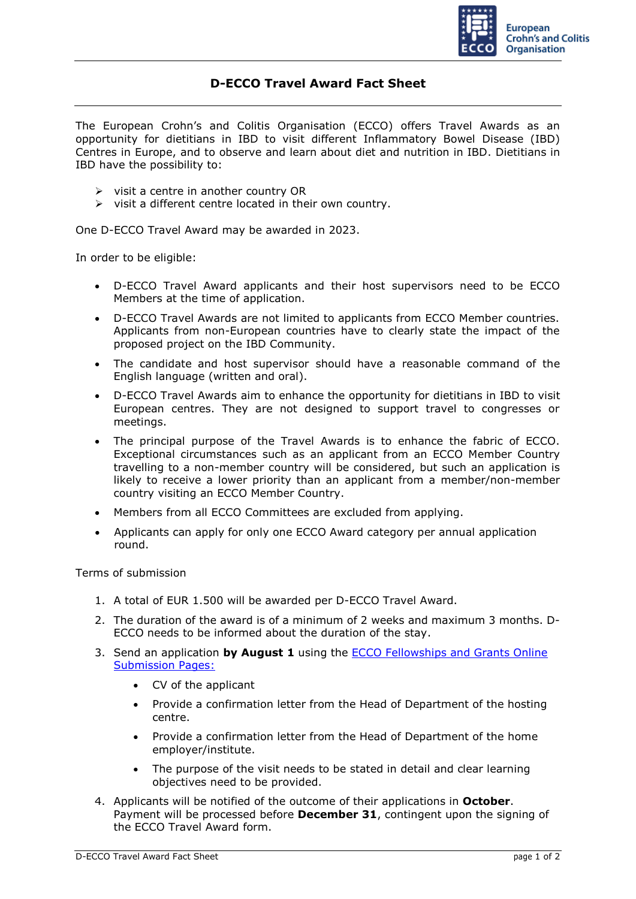# D-ECCO Travel Award Fact Sheet

The European Crohn's and Colitis Organisation (ECCO) offers Travel Awards as an opportunity for dietitians in IBD to visit different Inflammatory Bowel Disease (IBD) Centres in Europe, and to observe and learn about diet and nutrition in IBD. Dietitians in IBD have the possibility to:

- visit a centre in another country OR
- visit a different centre located in their own country.

One D-ECCO Travel Award may be awarded in 2023.

In order to be eligible:

- D-ECCO Travel Award applicants and their host supervisors need to be ECCO Members at the time of application.
- D-ECCO Travel Awards are not limited to applicants from ECCO Member countries. Applicants from non-European countries have to clearly state the impact of the proposed project on the IBD Community.
- The candidate and host supervisor should have a reasonable command of the English language (written and oral).
- D-ECCO Travel Awards aim to enhance the opportunity for dietitians in IBD to visit European centres. They are not designed to support travel to congresses or meetings.
- The principal purpose of the Travel Awards is to enhance the fabric of ECCO. Exceptional circumstances such as an applicant from an ECCO Member Country travelling to a non-member country will be considered, but such an application is likely to receive a lower priority than an applicant from a member/non-member country visiting an ECCO Member Country.
- Members from all ECCO Committees are excluded from applying.
- Applicants can apply for only one ECCO Award category per annual application round.

Terms of submission

1. A total of EUR 1.500 will be awarded per D-ECCO Travel Award.
2. The duration of the award is of a minimum of 2 weeks and maximum 3 months. D-ECCO needs to be informed about the duration of the stay.
3. Send an application **by August 1** using the ECCO Fellowships and Grants Online Submission Pages:
   - CV of the applicant
   - Provide a confirmation letter from the Head of Department of the hosting centre.
   - Provide a confirmation letter from the Head of Department of the home employer/institute.
   - The purpose of the visit needs to be stated in detail and clear learning objectives need to be provided.
4. Applicants will be notified of the outcome of their applications in **October**. Payment will be processed before **December 31**, contingent upon the signing of the ECCO Travel Award form.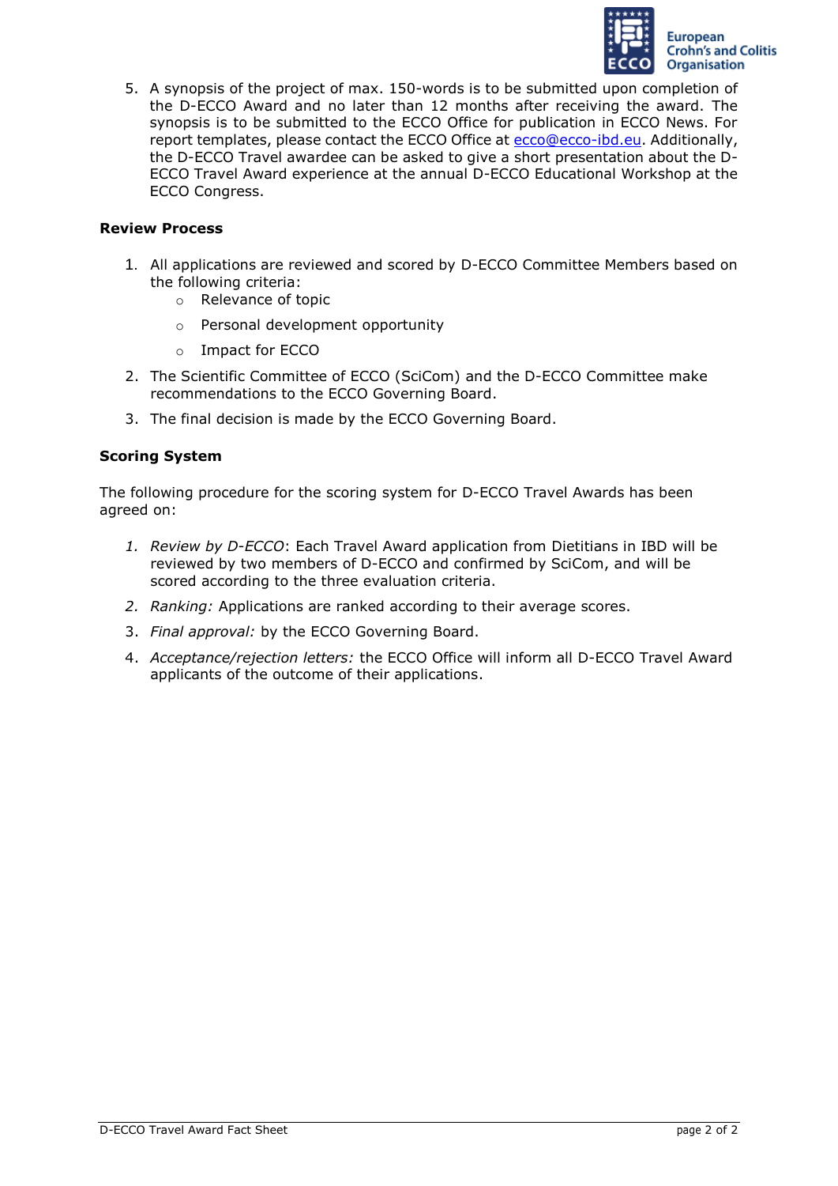5. A synopsis of the project of max. 150-words is to be submitted upon completion of the D-ECCO Award and no later than 12 months after receiving the award. The synopsis is to be submitted to the ECCO Office for publication in ECCO News. For report templates, please contact the ECCO Office at ecco@ecco-ibd.eu. Additionally, the D-ECCO Travel awardee can be asked to give a short presentation about the D-ECCO Travel Award experience at the annual D-ECCO Educational Workshop at the ECCO Congress.

**Review Process**

1. All applications are reviewed and scored by D-ECCO Committee Members based on the following criteria:
   - Relevance of topic
   - Personal development opportunity
   - Impact for ECCO
2. The Scientific Committee of ECCO (SciCom) and the D-ECCO Committee make recommendations to the ECCO Governing Board.
3. The final decision is made by the ECCO Governing Board.

**Scoring System**

The following procedure for the scoring system for D-ECCO Travel Awards has been agreed on:

1. *Review by D-ECCO*: Each Travel Award application from Dietitians in IBD will be reviewed by two members of D-ECCO and confirmed by SciCom, and will be scored according to the three evaluation criteria.
2. *Ranking:* Applications are ranked according to their average scores.
3. *Final approval:* by the ECCO Governing Board.
4. *Acceptance/rejection letters:* the ECCO Office will inform all D-ECCO Travel Award applicants of the outcome of their applications.